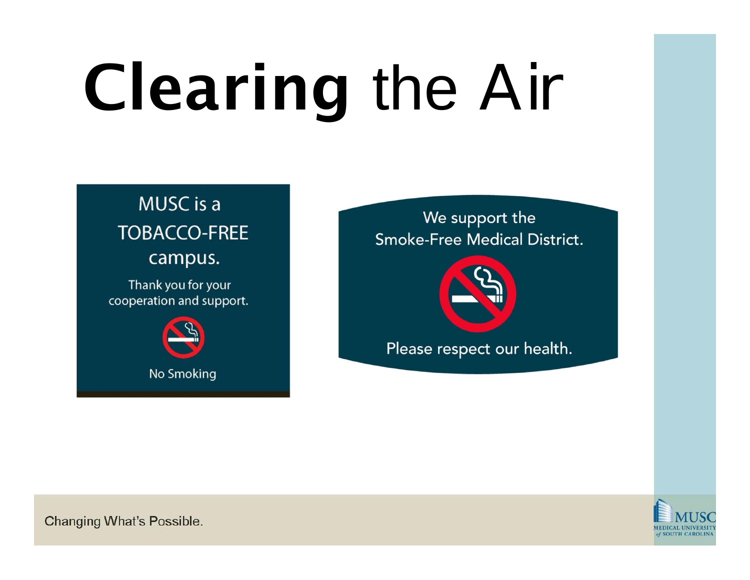# Clearing the Air

MUSC is a
TOBACCO-FREE
campus.

Thank you for your
cooperation and support.

No Smoking

We support the
Smoke-Free Medical District.

Please respect our health.

Changing What's Possible.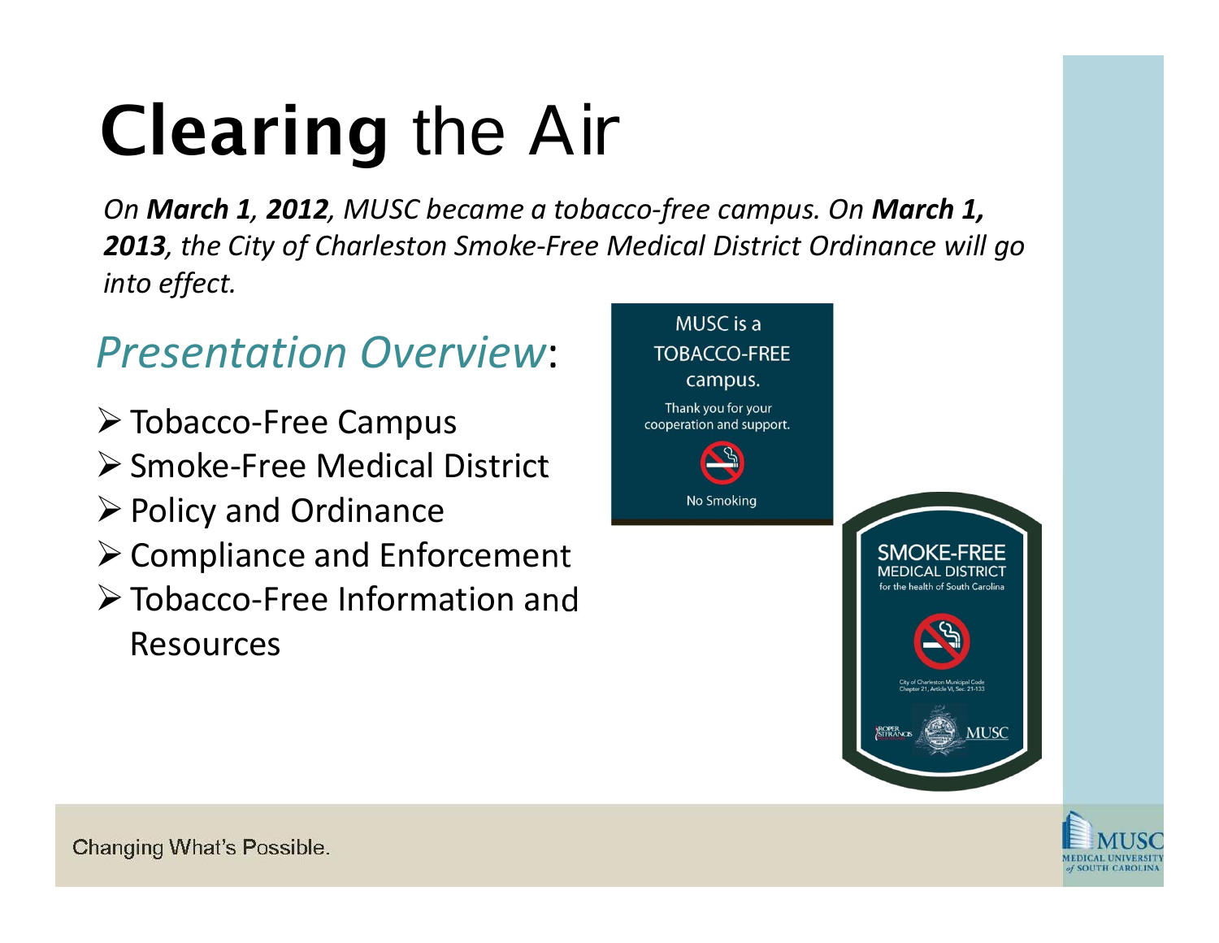# **Clearing** the Air

*On **March 1, 2012**, MUSC became a tobacco-free campus. On **March 1, 2013**, the City of Charleston Smoke-Free Medical District Ordinance will go into effect.*

## *Presentation Overview*:

- Tobacco-Free Campus
- Smoke-Free Medical District
- Policy and Ordinance
- Compliance and Enforcement
- Tobacco-Free Information and Resources

MUSC is a TOBACCO-FREE campus.

Thank you for your cooperation and support.

No Smoking

SMOKE-FREE MEDICAL DISTRICT

for the health of South Carolina

City of Charleston Municipal Code Chapter 21, Article VI, Sec. 21-133

ROPER ST. FRANCIS MUSC

Changing What's Possible.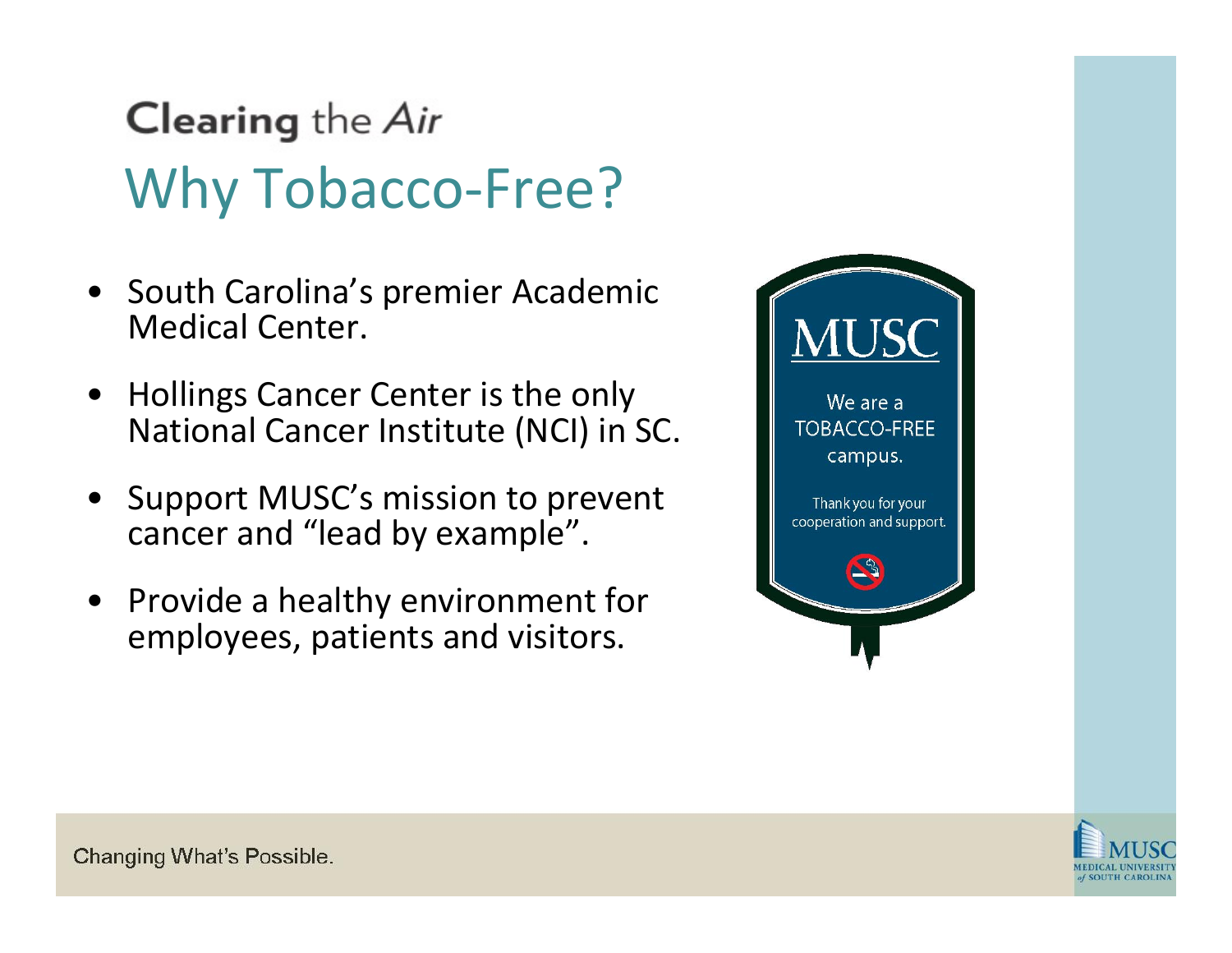Clearing the *Air*

# Why Tobacco-Free?

- South Carolina's premier Academic Medical Center.
- Hollings Cancer Center is the only National Cancer Institute (NCI) in SC.
- Support MUSC's mission to prevent cancer and "lead by example".
- Provide a healthy environment for employees, patients and visitors.

MUSC

We are a TOBACCO-FREE campus.

Thank you for your cooperation and support.

Changing What's Possible.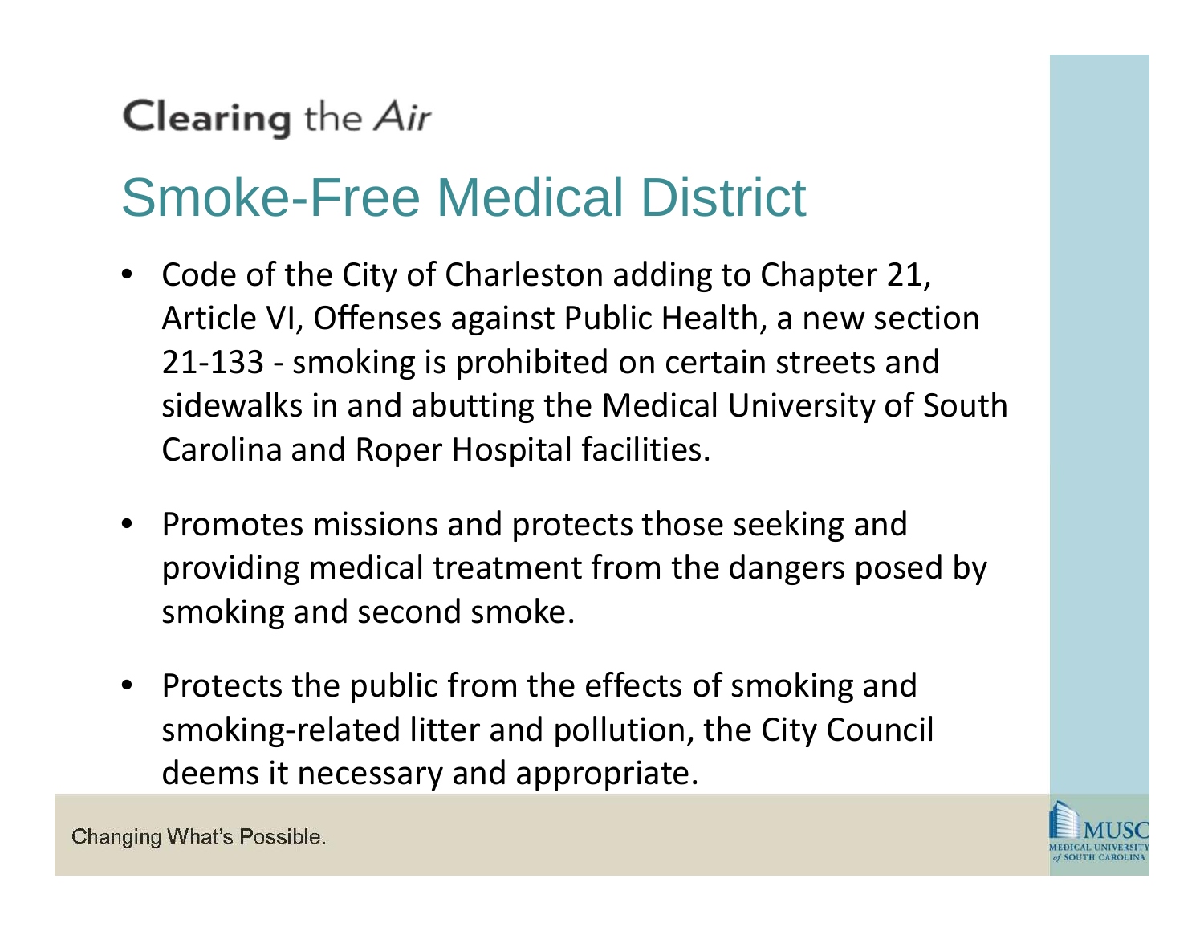Clearing the *Air*

# Smoke-Free Medical District

- Code of the City of Charleston adding to Chapter 21, Article VI, Offenses against Public Health, a new section 21-133 - smoking is prohibited on certain streets and sidewalks in and abutting the Medical University of South Carolina and Roper Hospital facilities.

- Promotes missions and protects those seeking and providing medical treatment from the dangers posed by smoking and second smoke.

- Protects the public from the effects of smoking and smoking-related litter and pollution, the City Council deems it necessary and appropriate.

Changing What's Possible.

MUSC MEDICAL UNIVERSITY of SOUTH CAROLINA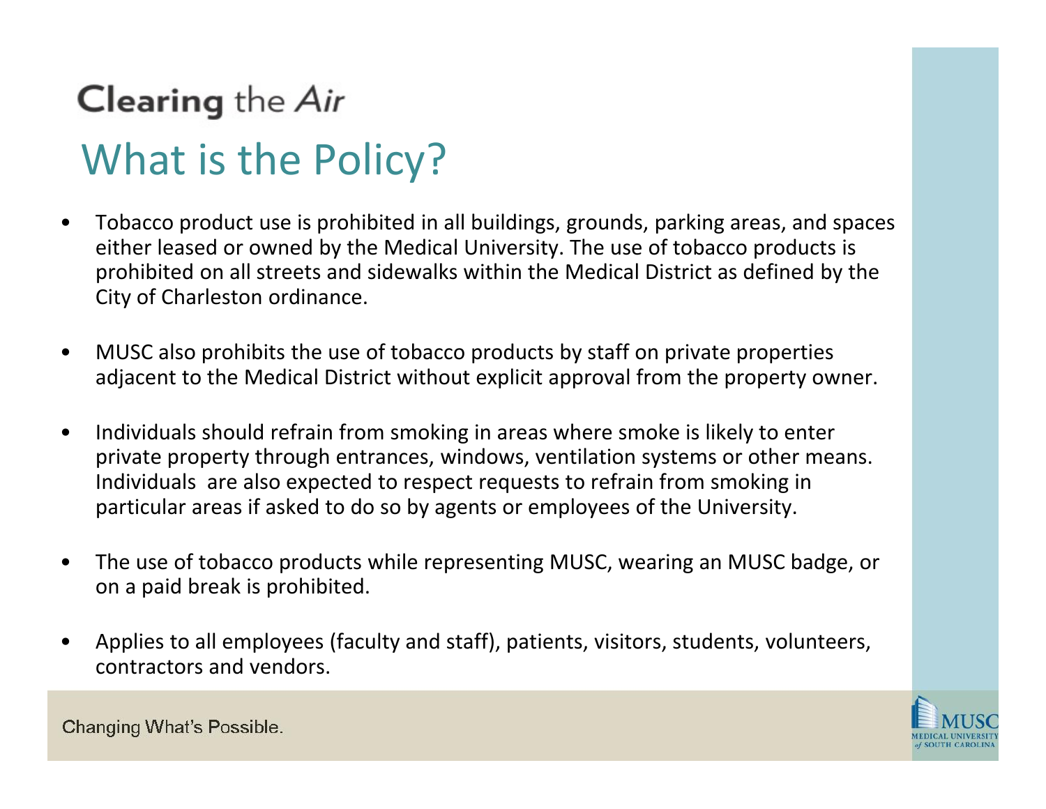Clearing the *Air*

# What is the Policy?

- Tobacco product use is prohibited in all buildings, grounds, parking areas, and spaces either leased or owned by the Medical University. The use of tobacco products is prohibited on all streets and sidewalks within the Medical District as defined by the City of Charleston ordinance.
- MUSC also prohibits the use of tobacco products by staff on private properties adjacent to the Medical District without explicit approval from the property owner.
- Individuals should refrain from smoking in areas where smoke is likely to enter private property through entrances, windows, ventilation systems or other means. Individuals are also expected to respect requests to refrain from smoking in particular areas if asked to do so by agents or employees of the University.
- The use of tobacco products while representing MUSC, wearing an MUSC badge, or on a paid break is prohibited.
- Applies to all employees (faculty and staff), patients, visitors, students, volunteers, contractors and vendors.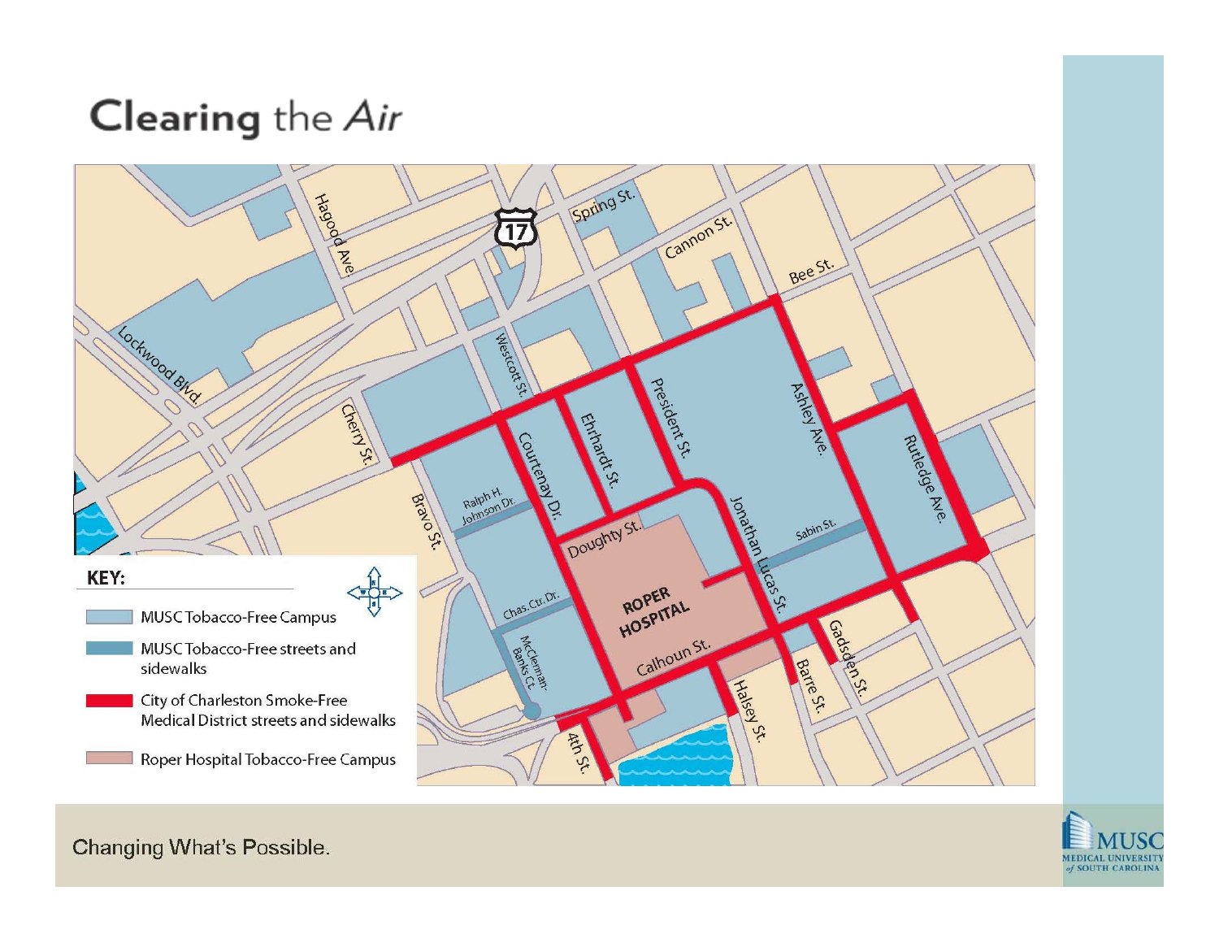# Clearing the *Air*

Hagood Ave. | Spring St. | 17 | Cannon St. | Bee St. | Lockwood Blvd. | Westcott St. | Cherry St. | Courtenay Dr. | Ehrhardt St. | President St. | Ashley Ave. | Rutledge Ave. | Bravo St. | Ralph H. Johnson Dr. | Doughty St. | Jonathan Lucas St. | Sabin St. | ROPER HOSPITAL | Chas. Ctr. Dr. | McClennan-Banks Ct. | Calhoun St. | Halsey St. | Barre St. | Gadsden St. | 4th St.

**KEY:**

- MUSC Tobacco-Free Campus
- MUSC Tobacco-Free streets and sidewalks
- City of Charleston Smoke-Free Medical District streets and sidewalks
- Roper Hospital Tobacco-Free Campus

Changing What's Possible.

MUSC MEDICAL UNIVERSITY of SOUTH CAROLINA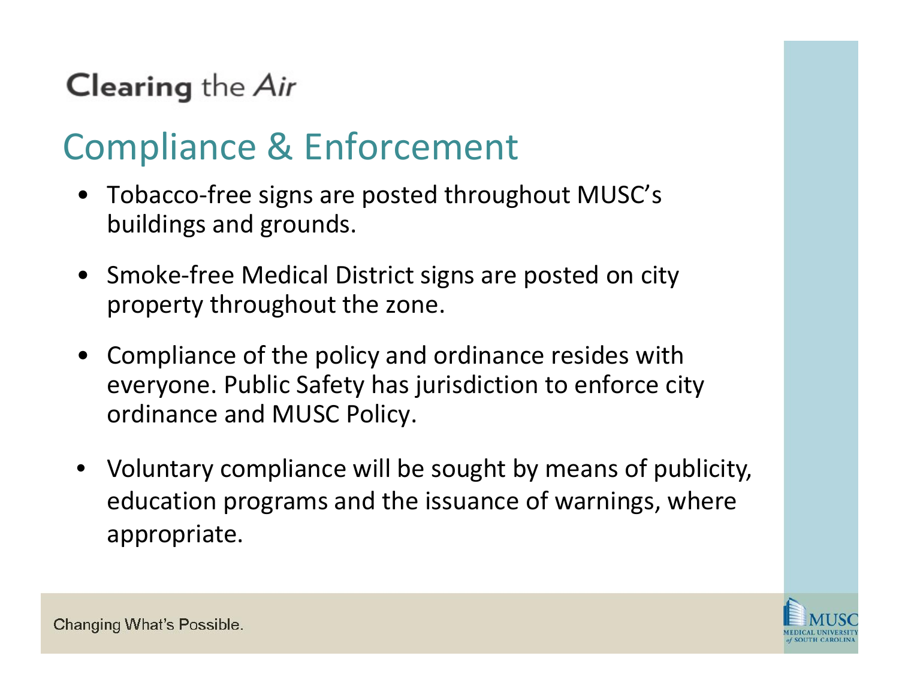Clearing the *Air*

## Compliance & Enforcement

- Tobacco-free signs are posted throughout MUSC's buildings and grounds.
- Smoke-free Medical District signs are posted on city property throughout the zone.
- Compliance of the policy and ordinance resides with everyone. Public Safety has jurisdiction to enforce city ordinance and MUSC Policy.
- Voluntary compliance will be sought by means of publicity, education programs and the issuance of warnings, where appropriate.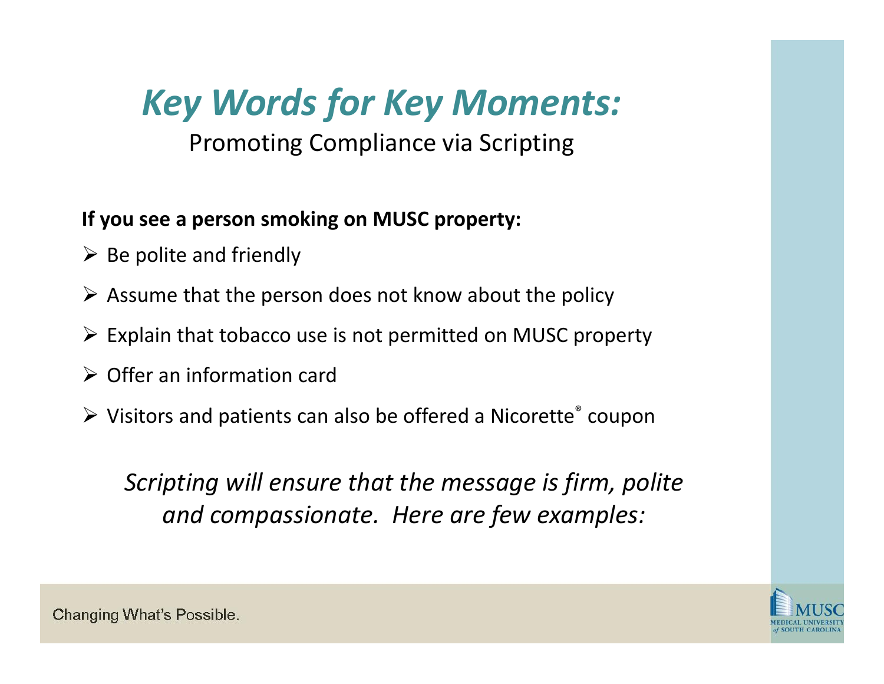# *Key Words for Key Moments:*

Promoting Compliance via Scripting

**If you see a person smoking on MUSC property:**

- Be polite and friendly
- Assume that the person does not know about the policy
- Explain that tobacco use is not permitted on MUSC property
- Offer an information card
- Visitors and patients can also be offered a Nicorette® coupon

*Scripting will ensure that the message is firm, polite and compassionate. Here are few examples:*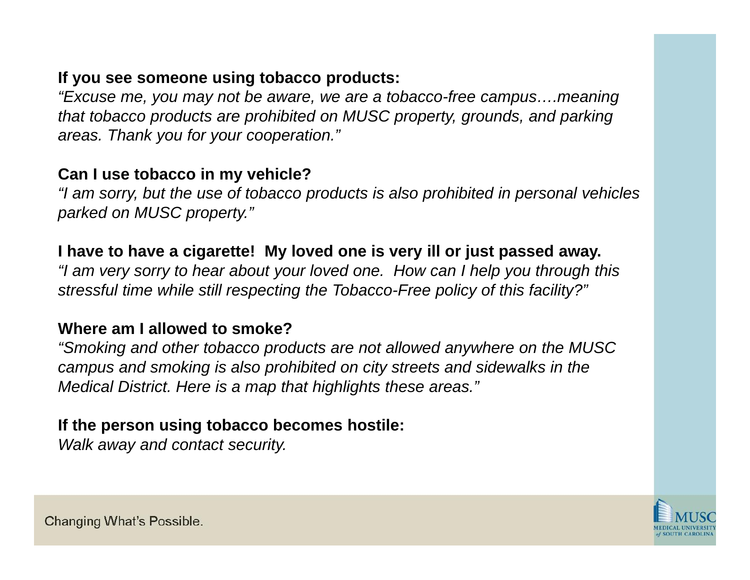**If you see someone using tobacco products:**
*"Excuse me, you may not be aware, we are a tobacco-free campus….meaning that tobacco products are prohibited on MUSC property, grounds, and parking areas. Thank you for your cooperation."*

**Can I use tobacco in my vehicle?**
*"I am sorry, but the use of tobacco products is also prohibited in personal vehicles parked on MUSC property."*

**I have to have a cigarette! My loved one is very ill or just passed away.**
*"I am very sorry to hear about your loved one. How can I help you through this stressful time while still respecting the Tobacco-Free policy of this facility?"*

**Where am I allowed to smoke?**
*"Smoking and other tobacco products are not allowed anywhere on the MUSC campus and smoking is also prohibited on city streets and sidewalks in the Medical District. Here is a map that highlights these areas."*

**If the person using tobacco becomes hostile:**
*Walk away and contact security.*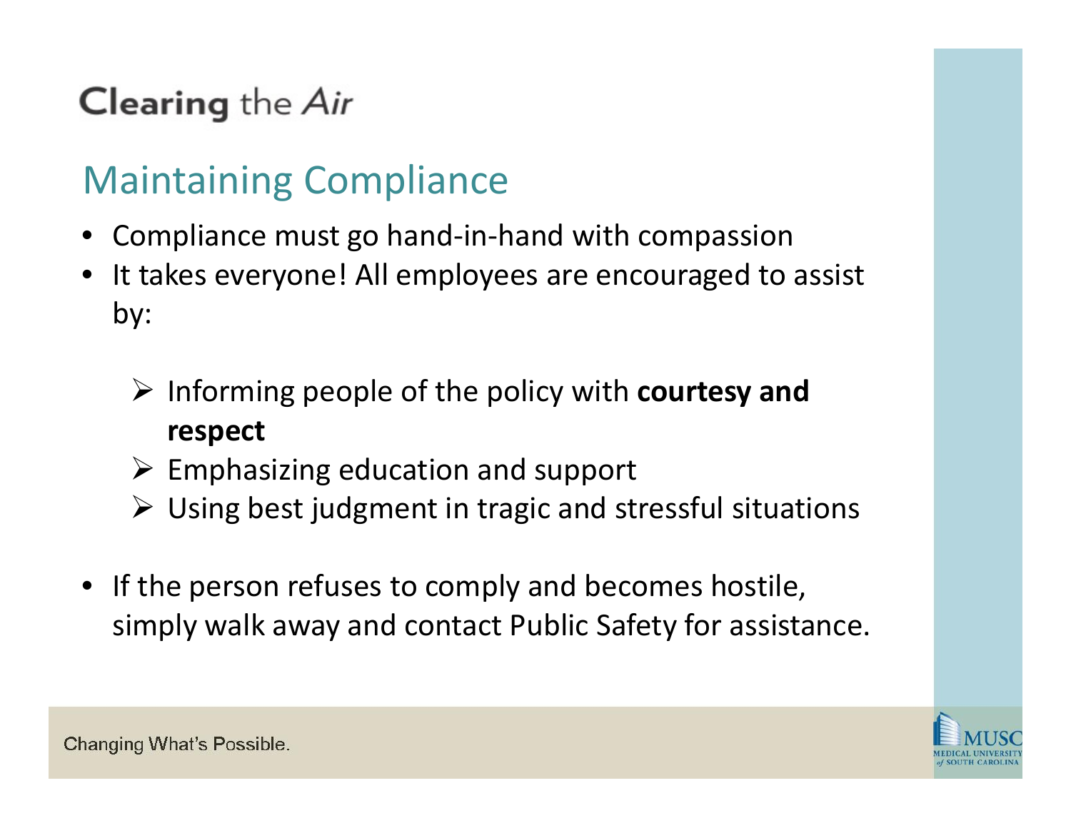Clearing the *Air*

## Maintaining Compliance

- Compliance must go hand-in-hand with compassion
- It takes everyone! All employees are encouraged to assist by:
  - Informing people of the policy with **courtesy and respect**
  - Emphasizing education and support
  - Using best judgment in tragic and stressful situations
- If the person refuses to comply and becomes hostile, simply walk away and contact Public Safety for assistance.

Changing What's Possible.

MUSC MEDICAL UNIVERSITY of SOUTH CAROLINA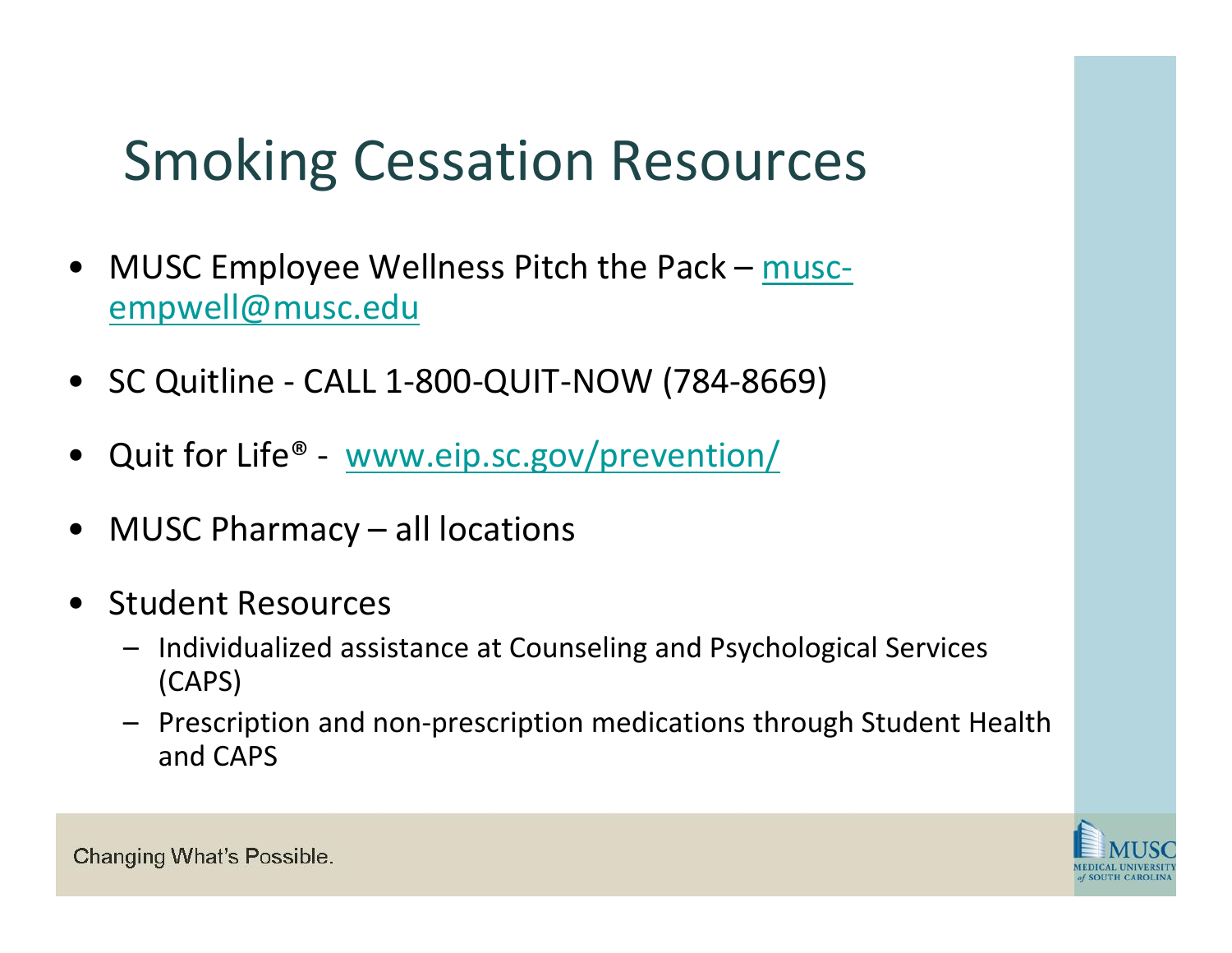# Smoking Cessation Resources

- MUSC Employee Wellness Pitch the Pack – musc-empwell@musc.edu
- SC Quitline - CALL 1-800-QUIT-NOW (784-8669)
- Quit for Life® - www.eip.sc.gov/prevention/
- MUSC Pharmacy – all locations
- Student Resources
  - Individualized assistance at Counseling and Psychological Services (CAPS)
  - Prescription and non-prescription medications through Student Health and CAPS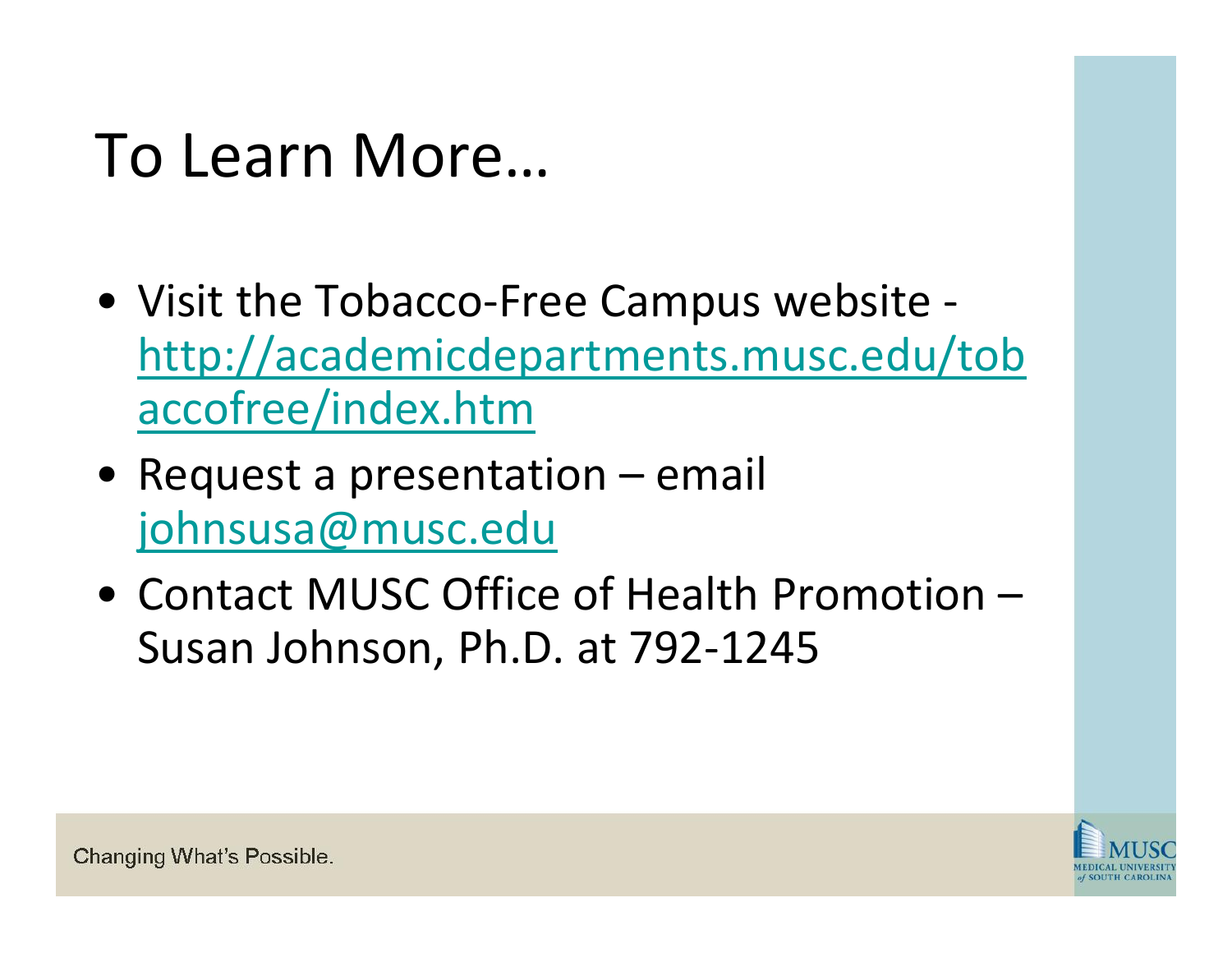# To Learn More…

- Visit the Tobacco-Free Campus website - http://academicdepartments.musc.edu/tobaccofree/index.htm
- Request a presentation – email johnsusa@musc.edu
- Contact MUSC Office of Health Promotion – Susan Johnson, Ph.D. at 792-1245

Changing What's Possible.

MUSC MEDICAL UNIVERSITY of SOUTH CAROLINA